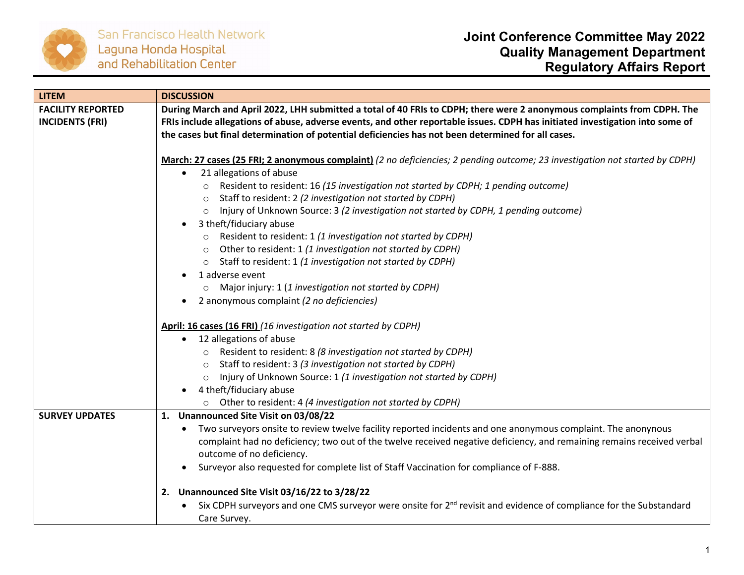San Francisco Health Network
Laguna Honda Hospital
and Rehabilitation Center

# Joint Conference Committee May 2022
## Quality Management Department
## Regulatory Affairs Report

| LITEM | DISCUSSION |
|---|---|
| **FACILITY REPORTED INCIDENTS (FRI)** | **During March and April 2022, LHH submitted a total of 40 FRIs to CDPH; there were 2 anonymous complaints from CDPH. The FRIs include allegations of abuse, adverse events, and other reportable issues. CDPH has initiated investigation into some of the cases but final determination of potential deficiencies has not been determined for all cases.**<br><br>**March: 27 cases (25 FRI; 2 anonymous complaint)** *(2 no deficiencies; 2 pending outcome; 23 investigation not started by CDPH)*<br>• 21 allegations of abuse<br>  ○ Resident to resident: 16 *(15 investigation not started by CDPH; 1 pending outcome)*<br>  ○ Staff to resident: 2 *(2 investigation not started by CDPH)*<br>  ○ Injury of Unknown Source: 3 *(2 investigation not started by CDPH, 1 pending outcome)*<br>• 3 theft/fiduciary abuse<br>  ○ Resident to resident: 1 *(1 investigation not started by CDPH)*<br>  ○ Other to resident: 1 *(1 investigation not started by CDPH)*<br>  ○ Staff to resident: 1 *(1 investigation not started by CDPH)*<br>• 1 adverse event<br>  ○ Major injury: 1 (*1 investigation not started by CDPH)*<br>• 2 anonymous complaint *(2 no deficiencies)*<br><br>**April: 16 cases (16 FRI)** *(16 investigation not started by CDPH)*<br>• 12 allegations of abuse<br>  ○ Resident to resident: 8 *(8 investigation not started by CDPH)*<br>  ○ Staff to resident: 3 *(3 investigation not started by CDPH)*<br>  ○ Injury of Unknown Source: 1 *(1 investigation not started by CDPH)*<br>• 4 theft/fiduciary abuse<br>  ○ Other to resident: 4 *(4 investigation not started by CDPH)* |
| **SURVEY UPDATES** | **1. Unannounced Site Visit on 03/08/22**<br>• Two surveyors onsite to review twelve facility reported incidents and one anonymous complaint. The anonynous complaint had no deficiency; two out of the twelve received negative deficiency, and remaining remains received verbal outcome of no deficiency.<br>• Surveyor also requested for complete list of Staff Vaccination for compliance of F-888.<br><br>**2. Unannounced Site Visit 03/16/22 to 3/28/22**<br>• Six CDPH surveyors and one CMS surveyor were onsite for 2nd revisit and evidence of compliance for the Substandard Care Survey. |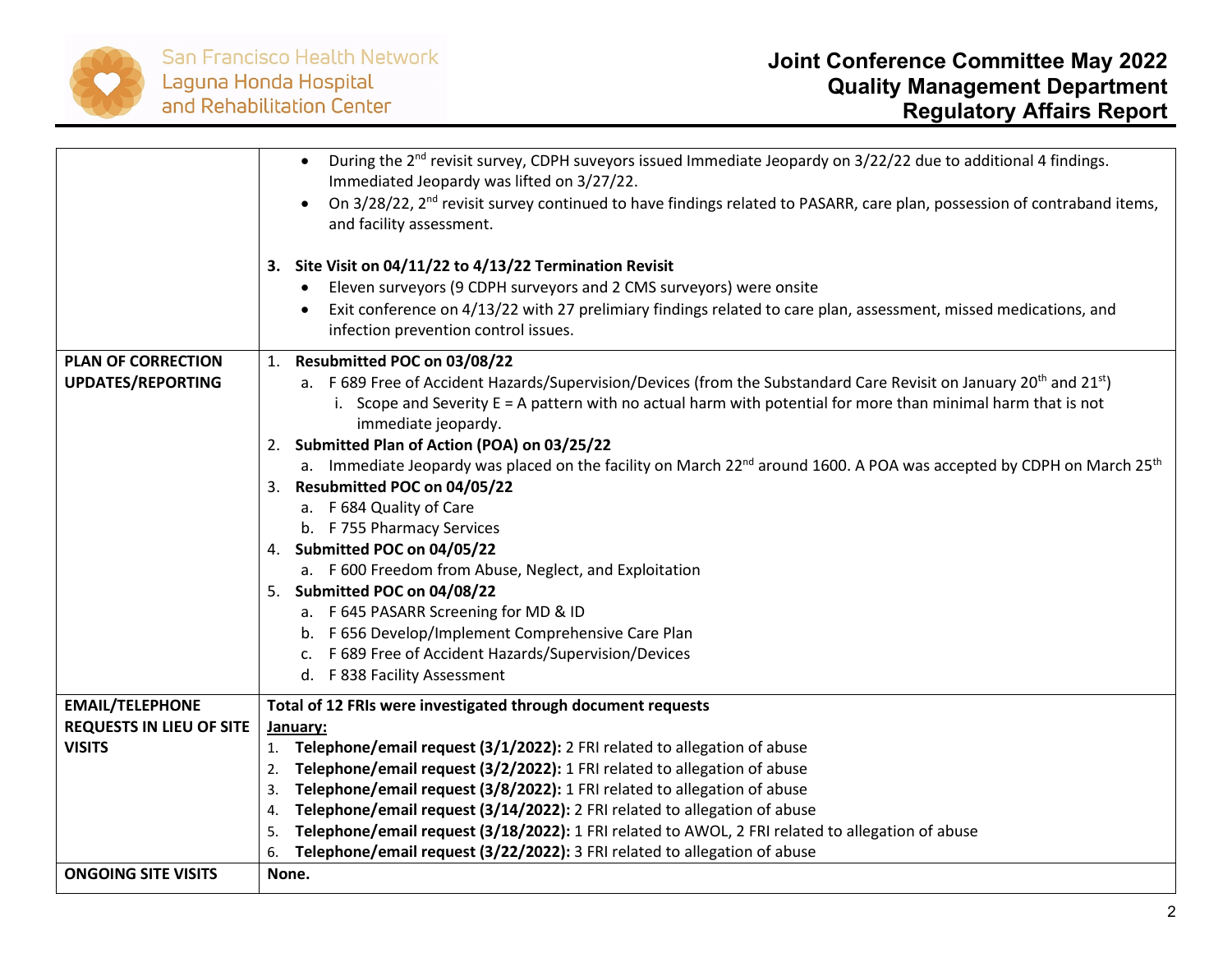| | |
|---|---|
| | • During the 2nd revisit survey, CDPH suveyors issued Immediate Jeopardy on 3/22/22 due to additional 4 findings. Immediated Jeopardy was lifted on 3/27/22.<br>• On 3/28/22, 2nd revisit survey continued to have findings related to PASARR, care plan, possession of contraband items, and facility assessment.<br><br>**3. Site Visit on 04/11/22 to 4/13/22 Termination Revisit**<br>• Eleven surveyors (9 CDPH surveyors and 2 CMS surveyors) were onsite<br>• Exit conference on 4/13/22 with 27 prelimiary findings related to care plan, assessment, missed medications, and infection prevention control issues. |
| **PLAN OF CORRECTION UPDATES/REPORTING** | 1. **Resubmitted POC on 03/08/22**<br>a. F 689 Free of Accident Hazards/Supervision/Devices (from the Substandard Care Revisit on January 20th and 21st)<br>i. Scope and Severity E = A pattern with no actual harm with potential for more than minimal harm that is not immediate jeopardy.<br>2. **Submitted Plan of Action (POA) on 03/25/22**<br>a. Immediate Jeopardy was placed on the facility on March 22nd around 1600. A POA was accepted by CDPH on March 25th<br>3. **Resubmitted POC on 04/05/22**<br>a. F 684 Quality of Care<br>b. F 755 Pharmacy Services<br>4. **Submitted POC on 04/05/22**<br>a. F 600 Freedom from Abuse, Neglect, and Exploitation<br>5. **Submitted POC on 04/08/22**<br>a. F 645 PASARR Screening for MD & ID<br>b. F 656 Develop/Implement Comprehensive Care Plan<br>c. F 689 Free of Accident Hazards/Supervision/Devices<br>d. F 838 Facility Assessment |
| **EMAIL/TELEPHONE REQUESTS IN LIEU OF SITE VISITS** | **Total of 12 FRIs were investigated through document requests**<br>**<u>January:</u>**<br>1. **Telephone/email request (3/1/2022):** 2 FRI related to allegation of abuse<br>2. **Telephone/email request (3/2/2022):** 1 FRI related to allegation of abuse<br>3. **Telephone/email request (3/8/2022):** 1 FRI related to allegation of abuse<br>4. **Telephone/email request (3/14/2022):** 2 FRI related to allegation of abuse<br>5. **Telephone/email request (3/18/2022):** 1 FRI related to AWOL, 2 FRI related to allegation of abuse<br>6. **Telephone/email request (3/22/2022):** 3 FRI related to allegation of abuse |
| **ONGOING SITE VISITS** | **None.** |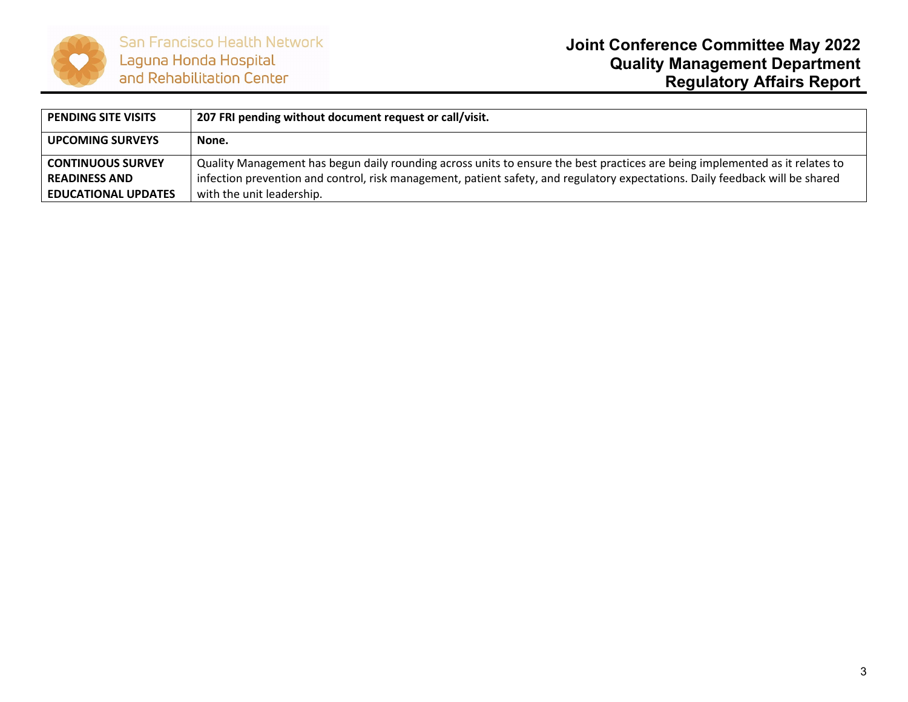| PENDING SITE VISITS | **207 FRI pending without document request or call/visit.** |
|---|---|
| **UPCOMING SURVEYS** | **None.** |
| **CONTINUOUS SURVEY READINESS AND EDUCATIONAL UPDATES** | Quality Management has begun daily rounding across units to ensure the best practices are being implemented as it relates to infection prevention and control, risk management, patient safety, and regulatory expectations. Daily feedback will be shared with the unit leadership. |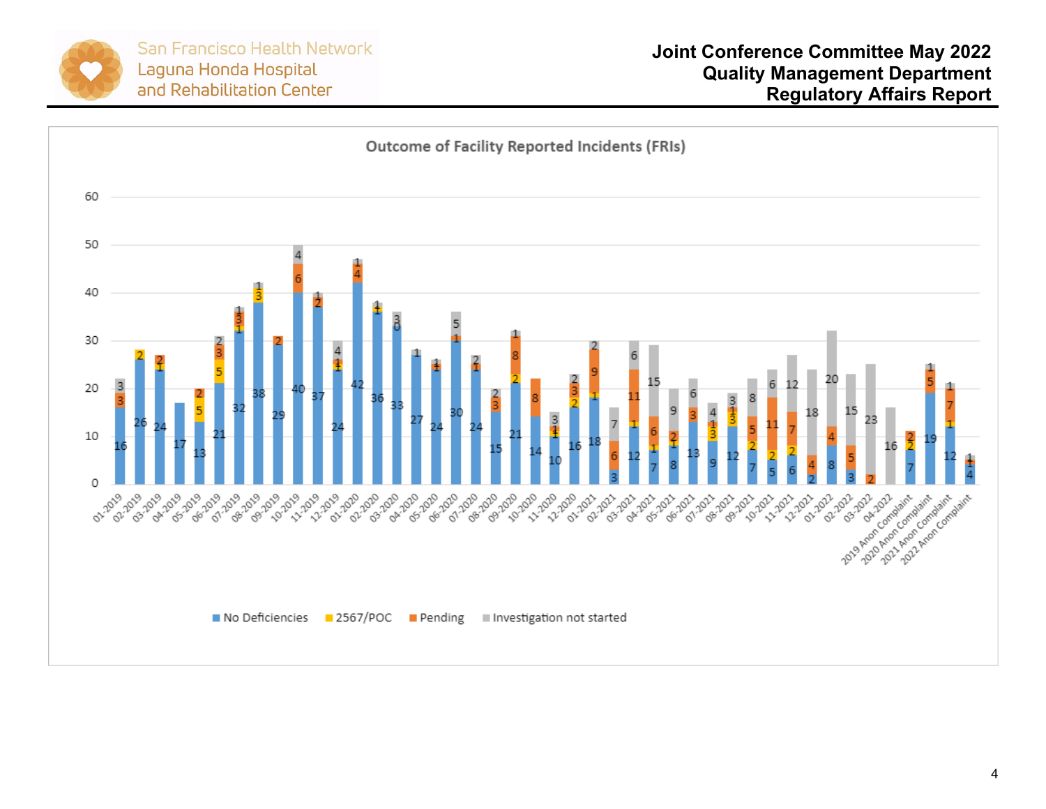# Joint Conference Committee May 2022
## Quality Management Department
## Regulatory Affairs Report

### Outcome of Facility Reported Incidents (FRIs)

| Period | No Deficiencies | 2567/POC | Pending | Investigation not started |
|---|---|---|---|---|
| 01-2019 | 16 | | 3 | 3 |
| 02-2019 | 26 | 2 | | |
| 03-2019 | 24 | 1 | 2 | |
| 04-2019 | 17 | | | |
| 05-2019 | 13 | 5 | 2 | |
| 06-2019 | 21 | 5 | 3 | 2 |
| 07-2019 | 32 | 1 | 3 | 1 |
| 08-2019 | 38 | 3 | | 1 |
| 09-2019 | 29 | | 2 | |
| 10-2019 | 40 | | 6 | 4 |
| 11-2019 | 37 | | 2 | 1 |
| 12-2019 | 24 | 1 | 1 | 4 |
| 01-2020 | 42 | | 4 | 1 |
| 02-2020 | 36 | 1 | | 1 |
| 03-2020 | 33 | | 0 | 3 |
| 04-2020 | 27 | | | 1 |
| 05-2020 | 24 | | 1 | 1 |
| 06-2020 | 30 | | 1 | 5 |
| 07-2020 | 24 | | 1 | 2 |
| 08-2020 | 15 | | 3 | 2 |
| 09-2020 | 21 | 2 | 8 | 1 |
| 10-2020 | 14 | | 8 | |
| 11-2020 | 10 | 1 | 1 | 3 |
| 12-2020 | 16 | 2 | 3 | 2 |
| 01-2021 | 18 | 1 | 9 | 2 |
| 02-2021 | 3 | | 6 | 7 |
| 03-2021 | 12 | 1 | 11 | 6 |
| 04-2021 | 7 | 1 | 6 | 15 |
| 05-2021 | 8 | 1 | 2 | 9 |
| 06-2021 | 13 | | 3 | 6 |
| 07-2021 | 9 | 3 | 1 | 4 |
| 08-2021 | 12 | 3 | 1 | 3 |
| 09-2021 | 7 | 2 | 5 | 8 |
| 10-2021 | 5 | 2 | 11 | 6 |
| 11-2021 | 6 | 2 | 7 | 12 |
| 12-2021 | 2 | | 4 | 18 |
| 01-2022 | 8 | | 4 | 20 |
| 02-2022 | 3 | | 5 | 15 |
| 03-2022 | | | 2 | 23 |
| 04-2022 | | | | 16 |
| 2019 Anon Complaint | 7 | 2 | 2 | |
| 2020 Anon Complaint | 19 | | 5 | 1 |
| 2021 Anon Complaint | 12 | 1 | 7 | 1 |
| 2022 Anon Complaint | 4 | | 1 | 1 |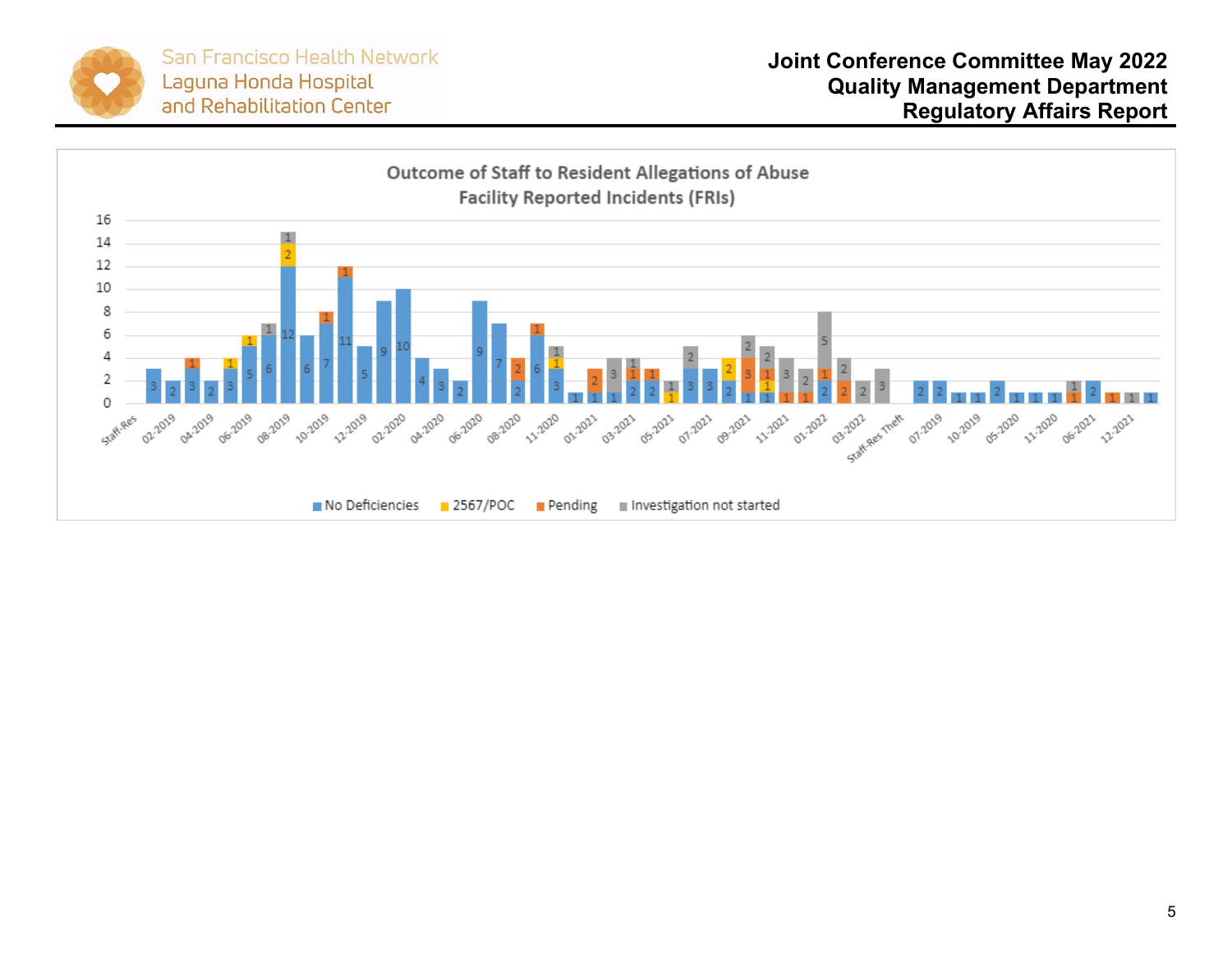San Francisco Health Network
Laguna Honda Hospital
and Rehabilitation Center

**Joint Conference Committee May 2022**
**Quality Management Department**
**Regulatory Affairs Report**

Outcome of Staff to Resident Allegations of Abuse
Facility Reported Incidents (FRIs)

16
14
12
10
8
6
4
2
0

Staff-Res
02-2019
04-2019
06-2019
08-2019
10-2019
12-2019
02-2020
04-2020
06-2020
08-2020
11-2020
01-2021
03-2021
05-2021
07-2021
09-2021
11-2021
01-2022
03-2022
Staff-Res Theft
07-2019
10-2019
05-2020
11-2020
06-2021
12-2021

No Deficiencies
2567/POC
Pending
Investigation not started